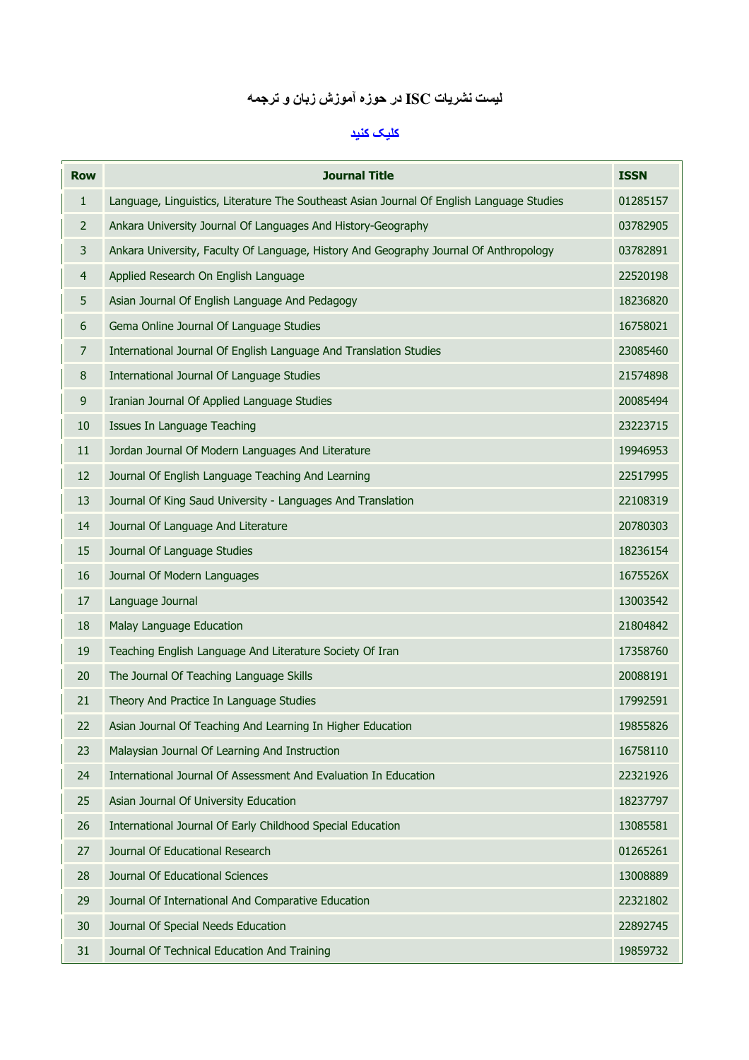## لیست نشریات ISC در حوزه آموزش زبان و ترجمه

کلیک کنید

| Row | Journal Title | ISSN |
|---|---|---|
| 1 | Language, Linguistics, Literature The Southeast Asian Journal Of English Language Studies | 01285157 |
| 2 | Ankara University Journal Of Languages And History-Geography | 03782905 |
| 3 | Ankara University, Faculty Of Language, History And Geography Journal Of Anthropology | 03782891 |
| 4 | Applied Research On English Language | 22520198 |
| 5 | Asian Journal Of English Language And Pedagogy | 18236820 |
| 6 | Gema Online Journal Of Language Studies | 16758021 |
| 7 | International Journal Of English Language And Translation Studies | 23085460 |
| 8 | International Journal Of Language Studies | 21574898 |
| 9 | Iranian Journal Of Applied Language Studies | 20085494 |
| 10 | Issues In Language Teaching | 23223715 |
| 11 | Jordan Journal Of Modern Languages And Literature | 19946953 |
| 12 | Journal Of English Language Teaching And Learning | 22517995 |
| 13 | Journal Of King Saud University - Languages And Translation | 22108319 |
| 14 | Journal Of Language And Literature | 20780303 |
| 15 | Journal Of Language Studies | 18236154 |
| 16 | Journal Of Modern Languages | 1675526X |
| 17 | Language Journal | 13003542 |
| 18 | Malay Language Education | 21804842 |
| 19 | Teaching English Language And Literature Society Of Iran | 17358760 |
| 20 | The Journal Of Teaching Language Skills | 20088191 |
| 21 | Theory And Practice In Language Studies | 17992591 |
| 22 | Asian Journal Of Teaching And Learning In Higher Education | 19855826 |
| 23 | Malaysian Journal Of Learning And Instruction | 16758110 |
| 24 | International Journal Of Assessment And Evaluation In Education | 22321926 |
| 25 | Asian Journal Of University Education | 18237797 |
| 26 | International Journal Of Early Childhood Special Education | 13085581 |
| 27 | Journal Of Educational Research | 01265261 |
| 28 | Journal Of Educational Sciences | 13008889 |
| 29 | Journal Of International And Comparative Education | 22321802 |
| 30 | Journal Of Special Needs Education | 22892745 |
| 31 | Journal Of Technical Education And Training | 19859732 |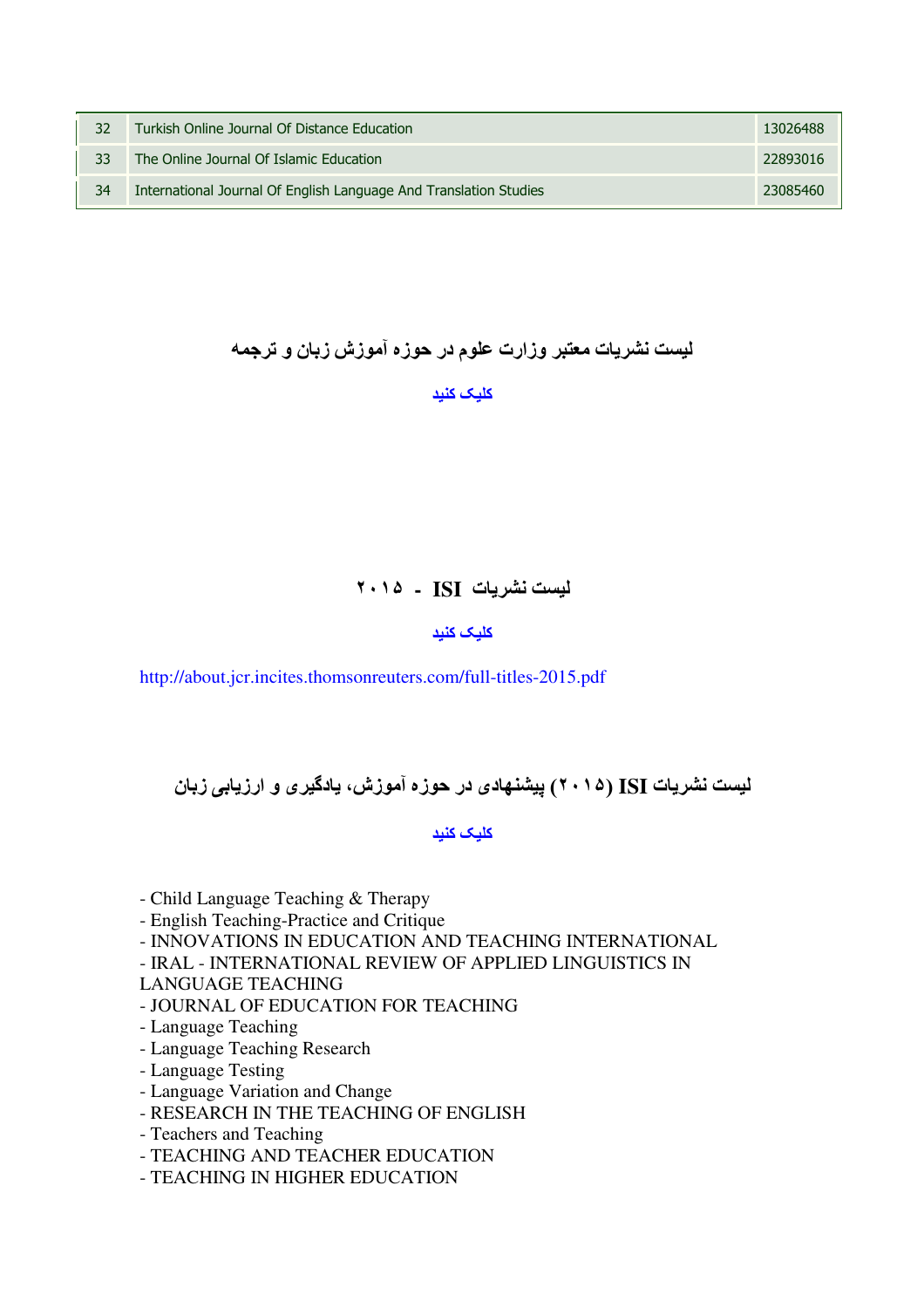| 32 | Turkish Online Journal Of Distance Education | 13026488 |
|---|---|---|
| 33 | The Online Journal Of Islamic Education | 22893016 |
| 34 | International Journal Of English Language And Translation Studies | 23085460 |

## لیست نشریات معتبر وزارت علوم در حوزه آموزش زبان و ترجمه

**کلیک کنید**

## لیست نشریات ISI - ۲۰۱۵

**کلیک کنید**

http://about.jcr.incites.thomsonreuters.com/full-titles-2015.pdf

## لیست نشریات ISI (۲۰۱۵) پیشنهادی در حوزه آموزش، یادگیری و ارزیابی زبان

**کلیک کنید**

- Child Language Teaching & Therapy
- English Teaching-Practice and Critique
- INNOVATIONS IN EDUCATION AND TEACHING INTERNATIONAL
- IRAL - INTERNATIONAL REVIEW OF APPLIED LINGUISTICS IN LANGUAGE TEACHING
- JOURNAL OF EDUCATION FOR TEACHING
- Language Teaching
- Language Teaching Research
- Language Testing
- Language Variation and Change
- RESEARCH IN THE TEACHING OF ENGLISH
- Teachers and Teaching
- TEACHING AND TEACHER EDUCATION
- TEACHING IN HIGHER EDUCATION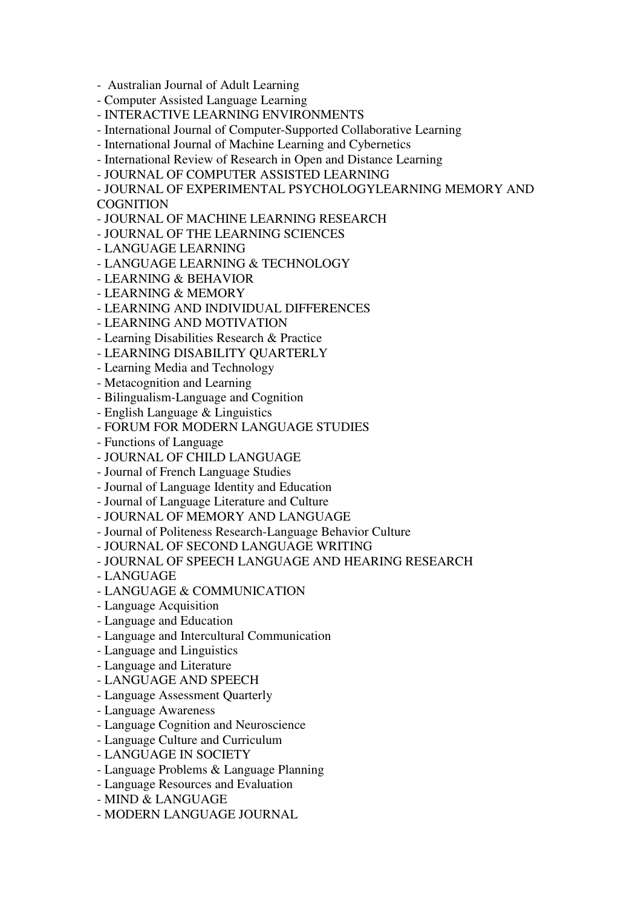- Australian Journal of Adult Learning
- Computer Assisted Language Learning
- INTERACTIVE LEARNING ENVIRONMENTS
- International Journal of Computer-Supported Collaborative Learning
- International Journal of Machine Learning and Cybernetics
- International Review of Research in Open and Distance Learning
- JOURNAL OF COMPUTER ASSISTED LEARNING
- JOURNAL OF EXPERIMENTAL PSYCHOLOGYLEARNING MEMORY AND COGNITION
- JOURNAL OF MACHINE LEARNING RESEARCH
- JOURNAL OF THE LEARNING SCIENCES
- LANGUAGE LEARNING
- LANGUAGE LEARNING & TECHNOLOGY
- LEARNING & BEHAVIOR
- LEARNING & MEMORY
- LEARNING AND INDIVIDUAL DIFFERENCES
- LEARNING AND MOTIVATION
- Learning Disabilities Research & Practice
- LEARNING DISABILITY QUARTERLY
- Learning Media and Technology
- Metacognition and Learning
- Bilingualism-Language and Cognition
- English Language & Linguistics
- FORUM FOR MODERN LANGUAGE STUDIES
- Functions of Language
- JOURNAL OF CHILD LANGUAGE
- Journal of French Language Studies
- Journal of Language Identity and Education
- Journal of Language Literature and Culture
- JOURNAL OF MEMORY AND LANGUAGE
- Journal of Politeness Research-Language Behavior Culture
- JOURNAL OF SECOND LANGUAGE WRITING
- JOURNAL OF SPEECH LANGUAGE AND HEARING RESEARCH
- LANGUAGE
- LANGUAGE & COMMUNICATION
- Language Acquisition
- Language and Education
- Language and Intercultural Communication
- Language and Linguistics
- Language and Literature
- LANGUAGE AND SPEECH
- Language Assessment Quarterly
- Language Awareness
- Language Cognition and Neuroscience
- Language Culture and Curriculum
- LANGUAGE IN SOCIETY
- Language Problems & Language Planning
- Language Resources and Evaluation
- MIND & LANGUAGE
- MODERN LANGUAGE JOURNAL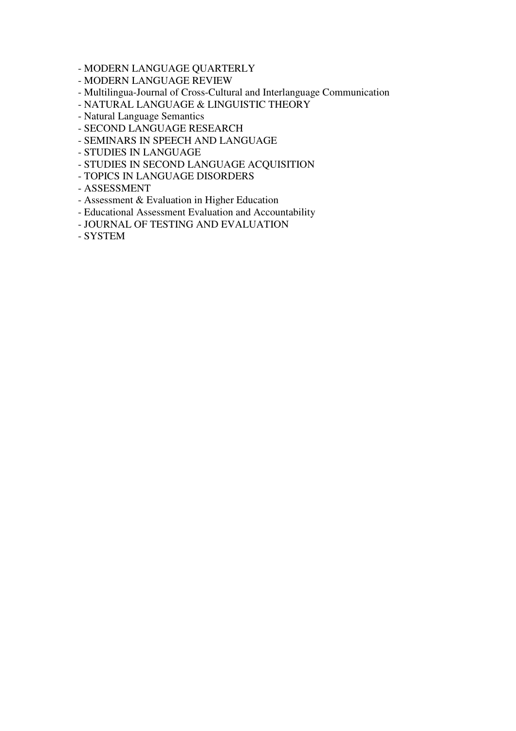- MODERN LANGUAGE QUARTERLY
- MODERN LANGUAGE REVIEW
- Multilingua-Journal of Cross-Cultural and Interlanguage Communication
- NATURAL LANGUAGE & LINGUISTIC THEORY
- Natural Language Semantics
- SECOND LANGUAGE RESEARCH
- SEMINARS IN SPEECH AND LANGUAGE
- STUDIES IN LANGUAGE
- STUDIES IN SECOND LANGUAGE ACQUISITION
- TOPICS IN LANGUAGE DISORDERS
- ASSESSMENT
- Assessment & Evaluation in Higher Education
- Educational Assessment Evaluation and Accountability
- JOURNAL OF TESTING AND EVALUATION
- SYSTEM